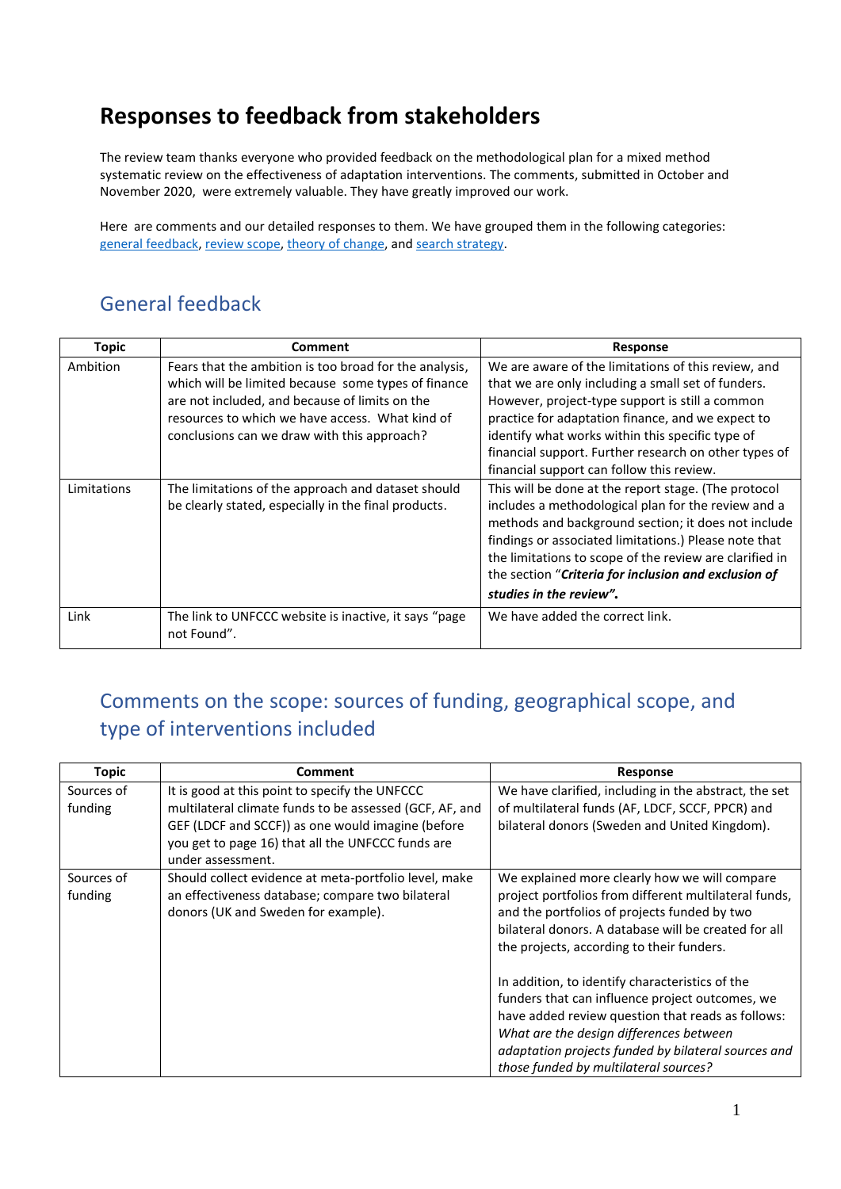# Responses to feedback from stakeholders

The review team thanks everyone who provided feedback on the methodological plan for a mixed method systematic review on the effectiveness of adaptation interventions. The comments, submitted in October and November 2020, were extremely valuable. They have greatly improved our work.

Here are comments and our detailed responses to them. We have grouped them in the following categories: general feedback, review scope, theory of change, and search strategy.

## General feedback

| Topic | Comment | Response |
|---|---|---|
| Ambition | Fears that the ambition is too broad for the analysis, which will be limited because some types of finance are not included, and because of limits on the resources to which we have access. What kind of conclusions can we draw with this approach? | We are aware of the limitations of this review, and that we are only including a small set of funders. However, project-type support is still a common practice for adaptation finance, and we expect to identify what works within this specific type of financial support. Further research on other types of financial support can follow this review. |
| Limitations | The limitations of the approach and dataset should be clearly stated, especially in the final products. | This will be done at the report stage. (The protocol includes a methodological plan for the review and a methods and background section; it does not include findings or associated limitations.) Please note that the limitations to scope of the review are clarified in the section "***Criteria for inclusion and exclusion of studies in the review".*** |
| Link | The link to UNFCCC website is inactive, it says "page not Found". | We have added the correct link. |

## Comments on the scope: sources of funding, geographical scope, and type of interventions included

| Topic | Comment | Response |
|---|---|---|
| Sources of funding | It is good at this point to specify the UNFCCC multilateral climate funds to be assessed (GCF, AF, and GEF (LDCF and SCCF)) as one would imagine (before you get to page 16) that all the UNFCCC funds are under assessment. | We have clarified, including in the abstract, the set of multilateral funds (AF, LDCF, SCCF, PPCR) and bilateral donors (Sweden and United Kingdom). |
| Sources of funding | Should collect evidence at meta-portfolio level, make an effectiveness database; compare two bilateral donors (UK and Sweden for example). | We explained more clearly how we will compare project portfolios from different multilateral funds, and the portfolios of projects funded by two bilateral donors. A database will be created for all the projects, according to their funders.<br><br>In addition, to identify characteristics of the funders that can influence project outcomes, we have added review question that reads as follows: *What are the design differences between adaptation projects funded by bilateral sources and those funded by multilateral sources?* |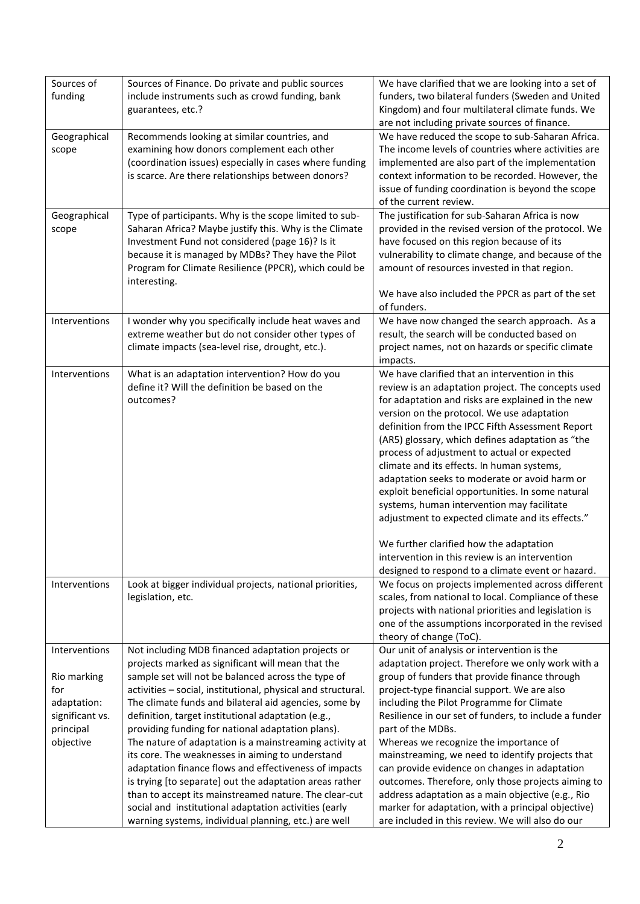| | | |
|---|---|---|
| Sources of funding | Sources of Finance. Do private and public sources include instruments such as crowd funding, bank guarantees, etc.? | We have clarified that we are looking into a set of funders, two bilateral funders (Sweden and United Kingdom) and four multilateral climate funds. We are not including private sources of finance. |
| Geographical scope | Recommends looking at similar countries, and examining how donors complement each other (coordination issues) especially in cases where funding is scarce. Are there relationships between donors? | We have reduced the scope to sub-Saharan Africa. The income levels of countries where activities are implemented are also part of the implementation context information to be recorded. However, the issue of funding coordination is beyond the scope of the current review. |
| Geographical scope | Type of participants. Why is the scope limited to sub-Saharan Africa? Maybe justify this. Why is the Climate Investment Fund not considered (page 16)? Is it because it is managed by MDBs? They have the Pilot Program for Climate Resilience (PPCR), which could be interesting. | The justification for sub-Saharan Africa is now provided in the revised version of the protocol. We have focused on this region because of its vulnerability to climate change, and because of the amount of resources invested in that region.<br><br>We have also included the PPCR as part of the set of funders. |
| Interventions | I wonder why you specifically include heat waves and extreme weather but do not consider other types of climate impacts (sea-level rise, drought, etc.). | We have now changed the search approach. As a result, the search will be conducted based on project names, not on hazards or specific climate impacts. |
| Interventions | What is an adaptation intervention? How do you define it? Will the definition be based on the outcomes? | We have clarified that an intervention in this review is an adaptation project. The concepts used for adaptation and risks are explained in the new version on the protocol. We use adaptation definition from the IPCC Fifth Assessment Report (AR5) glossary, which defines adaptation as "the process of adjustment to actual or expected climate and its effects. In human systems, adaptation seeks to moderate or avoid harm or exploit beneficial opportunities. In some natural systems, human intervention may facilitate adjustment to expected climate and its effects."<br><br>We further clarified how the adaptation intervention in this review is an intervention designed to respond to a climate event or hazard. |
| Interventions | Look at bigger individual projects, national priorities, legislation, etc. | We focus on projects implemented across different scales, from national to local. Compliance of these projects with national priorities and legislation is one of the assumptions incorporated in the revised theory of change (ToC). |
| Interventions<br><br>Rio marking for adaptation: significant vs. principal objective | Not including MDB financed adaptation projects or projects marked as significant will mean that the sample set will not be balanced across the type of activities – social, institutional, physical and structural. The climate funds and bilateral aid agencies, some by definition, target institutional adaptation (e.g., providing funding for national adaptation plans). The nature of adaptation is a mainstreaming activity at its core. The weaknesses in aiming to understand adaptation finance flows and effectiveness of impacts is trying [to separate] out the adaptation areas rather than to accept its mainstreamed nature. The clear-cut social and institutional adaptation activities (early warning systems, individual planning, etc.) are well | Our unit of analysis or intervention is the adaptation project. Therefore we only work with a group of funders that provide finance through project-type financial support. We are also including the Pilot Programme for Climate Resilience in our set of funders, to include a funder part of the MDBs.<br>Whereas we recognize the importance of mainstreaming, we need to identify projects that can provide evidence on changes in adaptation outcomes. Therefore, only those projects aiming to address adaptation as a main objective (e.g., Rio marker for adaptation, with a principal objective) are included in this review. We will also do our |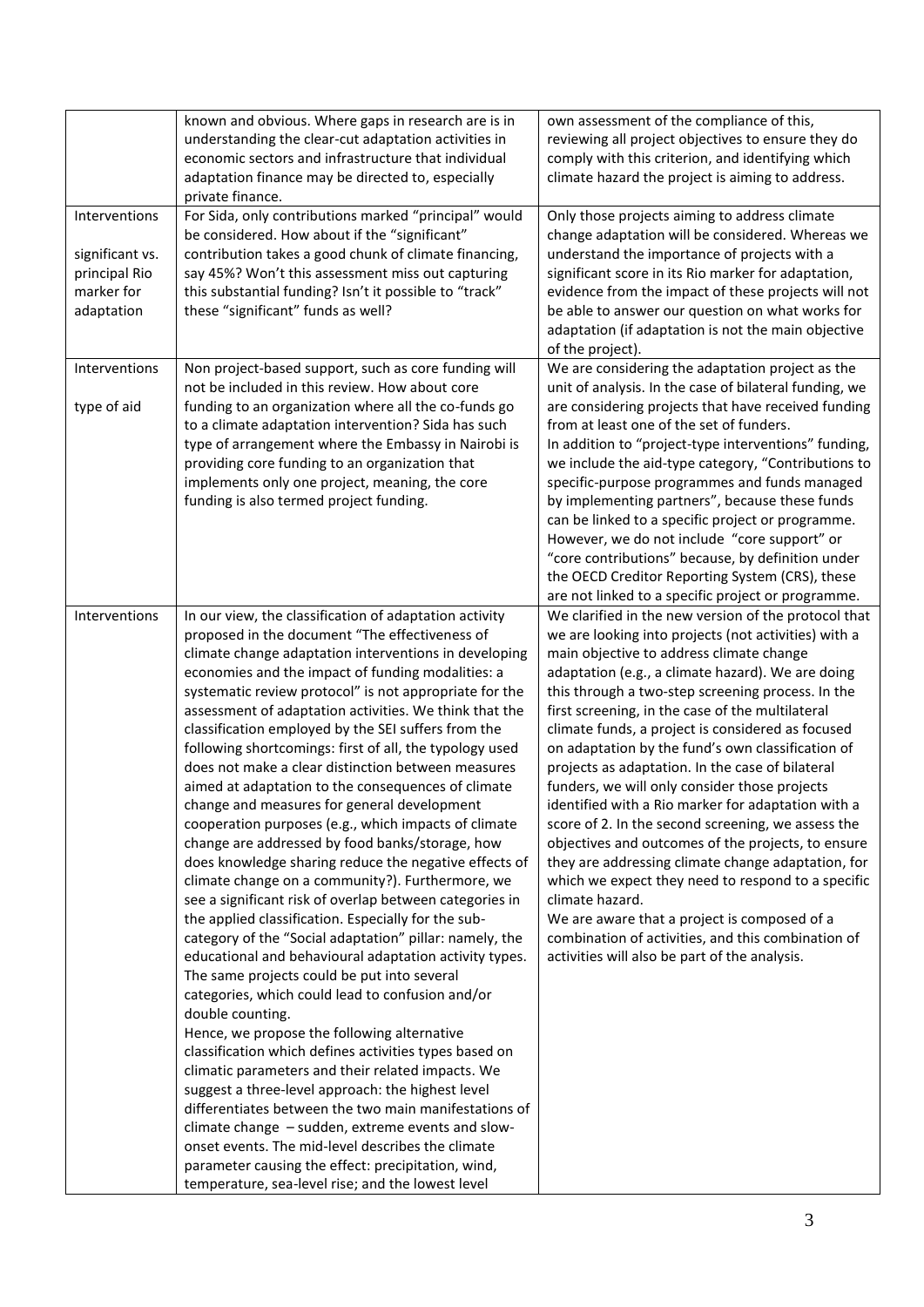| | | |
|---|---|---|
| | known and obvious. Where gaps in research are is in understanding the clear-cut adaptation activities in economic sectors and infrastructure that individual adaptation finance may be directed to, especially private finance. | own assessment of the compliance of this, reviewing all project objectives to ensure they do comply with this criterion, and identifying which climate hazard the project is aiming to address. |
| Interventions<br><br>significant vs. principal Rio marker for adaptation | For Sida, only contributions marked "principal" would be considered. How about if the "significant" contribution takes a good chunk of climate financing, say 45%? Won't this assessment miss out capturing this substantial funding? Isn't it possible to "track" these "significant" funds as well? | Only those projects aiming to address climate change adaptation will be considered. Whereas we understand the importance of projects with a significant score in its Rio marker for adaptation, evidence from the impact of these projects will not be able to answer our question on what works for adaptation (if adaptation is not the main objective of the project). |
| Interventions<br><br>type of aid | Non project-based support, such as core funding will not be included in this review. How about core funding to an organization where all the co-funds go to a climate adaptation intervention? Sida has such type of arrangement where the Embassy in Nairobi is providing core funding to an organization that implements only one project, meaning, the core funding is also termed project funding. | We are considering the adaptation project as the unit of analysis. In the case of bilateral funding, we are considering projects that have received funding from at least one of the set of funders.<br>In addition to "project-type interventions" funding, we include the aid-type category, "Contributions to specific-purpose programmes and funds managed by implementing partners", because these funds can be linked to a specific project or programme. However, we do not include "core support" or "core contributions" because, by definition under the OECD Creditor Reporting System (CRS), these are not linked to a specific project or programme. |
| Interventions | In our view, the classification of adaptation activity proposed in the document "The effectiveness of climate change adaptation interventions in developing economies and the impact of funding modalities: a systematic review protocol" is not appropriate for the assessment of adaptation activities. We think that the classification employed by the SEI suffers from the following shortcomings: first of all, the typology used does not make a clear distinction between measures aimed at adaptation to the consequences of climate change and measures for general development cooperation purposes (e.g., which impacts of climate change are addressed by food banks/storage, how does knowledge sharing reduce the negative effects of climate change on a community?). Furthermore, we see a significant risk of overlap between categories in the applied classification. Especially for the sub-category of the "Social adaptation" pillar: namely, the educational and behavioural adaptation activity types. The same projects could be put into several categories, which could lead to confusion and/or double counting.<br>Hence, we propose the following alternative classification which defines activities types based on climatic parameters and their related impacts. We suggest a three-level approach: the highest level differentiates between the two main manifestations of climate change – sudden, extreme events and slow-onset events. The mid-level describes the climate parameter causing the effect: precipitation, wind, temperature, sea-level rise; and the lowest level | We clarified in the new version of the protocol that we are looking into projects (not activities) with a main objective to address climate change adaptation (e.g., a climate hazard). We are doing this through a two-step screening process. In the first screening, in the case of the multilateral climate funds, a project is considered as focused on adaptation by the fund's own classification of projects as adaptation. In the case of bilateral funders, we will only consider those projects identified with a Rio marker for adaptation with a score of 2. In the second screening, we assess the objectives and outcomes of the projects, to ensure they are addressing climate change adaptation, for which we expect they need to respond to a specific climate hazard.<br>We are aware that a project is composed of a combination of activities, and this combination of activities will also be part of the analysis. |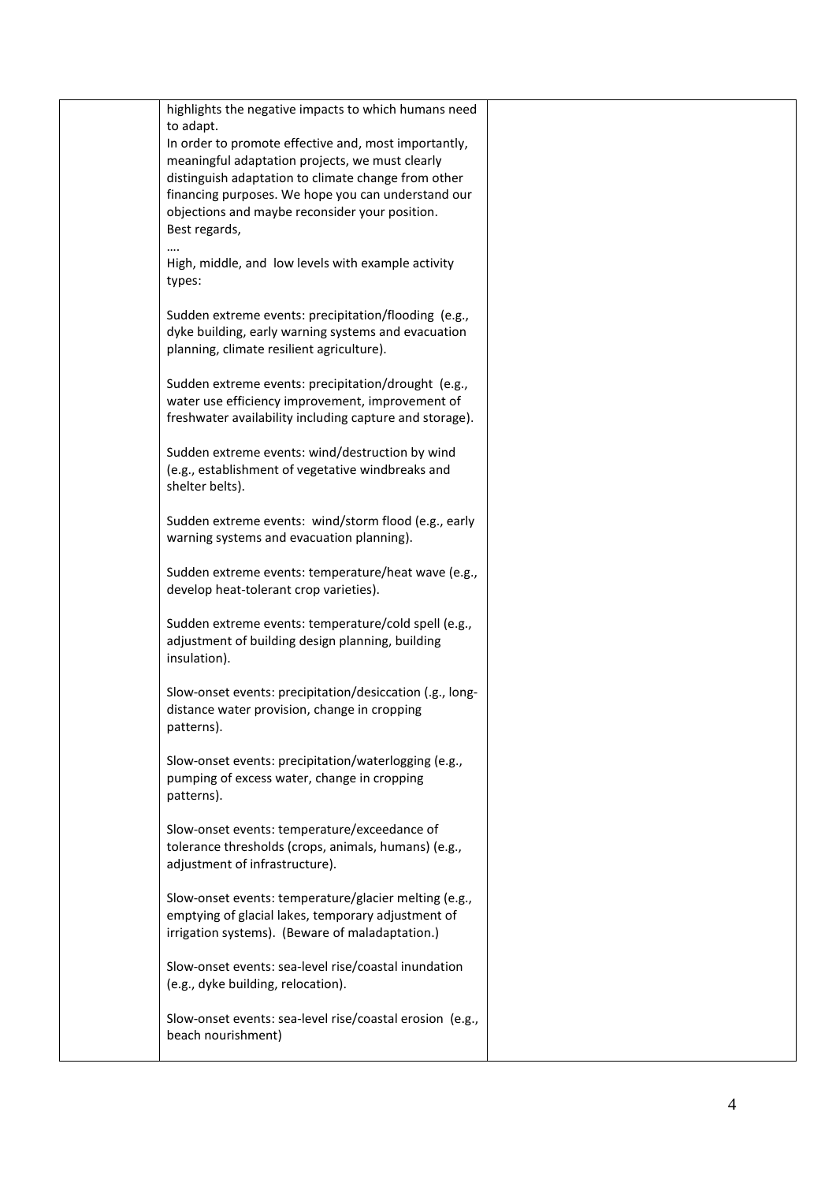| | | |
|---|---|---|
| | highlights the negative impacts to which humans need to adapt.<br>In order to promote effective and, most importantly, meaningful adaptation projects, we must clearly distinguish adaptation to climate change from other financing purposes. We hope you can understand our objections and maybe reconsider your position.<br>Best regards,<br>….<br>High, middle, and low levels with example activity types:<br><br>Sudden extreme events: precipitation/flooding (e.g., dyke building, early warning systems and evacuation planning, climate resilient agriculture).<br><br>Sudden extreme events: precipitation/drought (e.g., water use efficiency improvement, improvement of freshwater availability including capture and storage).<br><br>Sudden extreme events: wind/destruction by wind (e.g., establishment of vegetative windbreaks and shelter belts).<br><br>Sudden extreme events: wind/storm flood (e.g., early warning systems and evacuation planning).<br><br>Sudden extreme events: temperature/heat wave (e.g., develop heat-tolerant crop varieties).<br><br>Sudden extreme events: temperature/cold spell (e.g., adjustment of building design planning, building insulation).<br><br>Slow-onset events: precipitation/desiccation (.g., long-distance water provision, change in cropping patterns).<br><br>Slow-onset events: precipitation/waterlogging (e.g., pumping of excess water, change in cropping patterns).<br><br>Slow-onset events: temperature/exceedance of tolerance thresholds (crops, animals, humans) (e.g., adjustment of infrastructure).<br><br>Slow-onset events: temperature/glacier melting (e.g., emptying of glacial lakes, temporary adjustment of irrigation systems). (Beware of maladaptation.)<br><br>Slow-onset events: sea-level rise/coastal inundation (e.g., dyke building, relocation).<br><br>Slow-onset events: sea-level rise/coastal erosion (e.g., beach nourishment) | |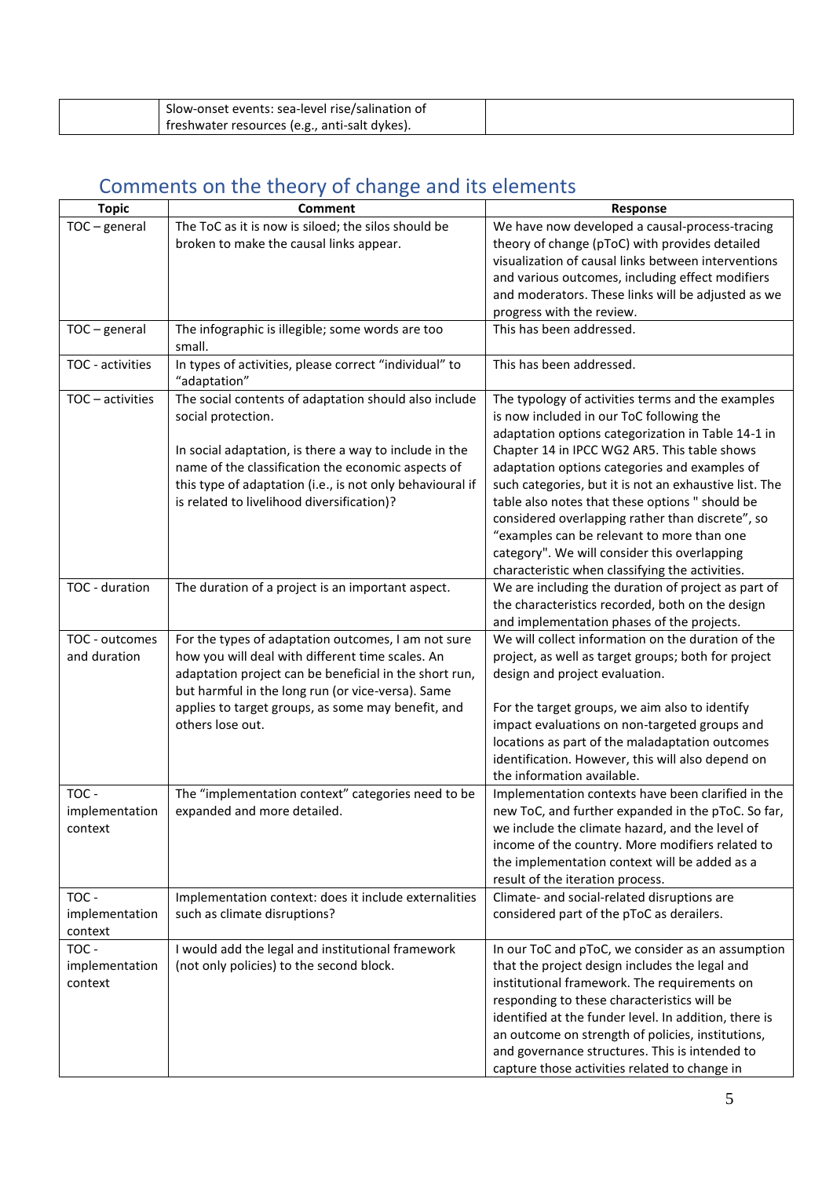| | Slow-onset events: sea-level rise/salination of freshwater resources (e.g., anti-salt dykes). | |
|---|---|---|

## Comments on the theory of change and its elements

| Topic | Comment | Response |
|---|---|---|
| TOC – general | The ToC as it is now is siloed; the silos should be broken to make the causal links appear. | We have now developed a causal-process-tracing theory of change (pToC) with provides detailed visualization of causal links between interventions and various outcomes, including effect modifiers and moderators. These links will be adjusted as we progress with the review. |
| TOC – general | The infographic is illegible; some words are too small. | This has been addressed. |
| TOC - activities | In types of activities, please correct "individual" to "adaptation" | This has been addressed. |
| TOC – activities | The social contents of adaptation should also include social protection.<br><br>In social adaptation, is there a way to include in the name of the classification the economic aspects of this type of adaptation (i.e., is not only behavioural if is related to livelihood diversification)? | The typology of activities terms and the examples is now included in our ToC following the adaptation options categorization in Table 14-1 in Chapter 14 in IPCC WG2 AR5. This table shows adaptation options categories and examples of such categories, but it is not an exhaustive list. The table also notes that these options " should be considered overlapping rather than discrete", so "examples can be relevant to more than one category". We will consider this overlapping characteristic when classifying the activities. |
| TOC - duration | The duration of a project is an important aspect. | We are including the duration of project as part of the characteristics recorded, both on the design and implementation phases of the projects. |
| TOC - outcomes and duration | For the types of adaptation outcomes, I am not sure how you will deal with different time scales. An adaptation project can be beneficial in the short run, but harmful in the long run (or vice-versa). Same applies to target groups, as some may benefit, and others lose out. | We will collect information on the duration of the project, as well as target groups; both for project design and project evaluation.<br><br>For the target groups, we aim also to identify impact evaluations on non-targeted groups and locations as part of the maladaptation outcomes identification. However, this will also depend on the information available. |
| TOC - implementation context | The "implementation context" categories need to be expanded and more detailed. | Implementation contexts have been clarified in the new ToC, and further expanded in the pToC. So far, we include the climate hazard, and the level of income of the country. More modifiers related to the implementation context will be added as a result of the iteration process. |
| TOC - implementation context | Implementation context: does it include externalities such as climate disruptions? | Climate- and social-related disruptions are considered part of the pToC as derailers. |
| TOC - implementation context | I would add the legal and institutional framework (not only policies) to the second block. | In our ToC and pToC, we consider as an assumption that the project design includes the legal and institutional framework. The requirements on responding to these characteristics will be identified at the funder level. In addition, there is an outcome on strength of policies, institutions, and governance structures. This is intended to capture those activities related to change in |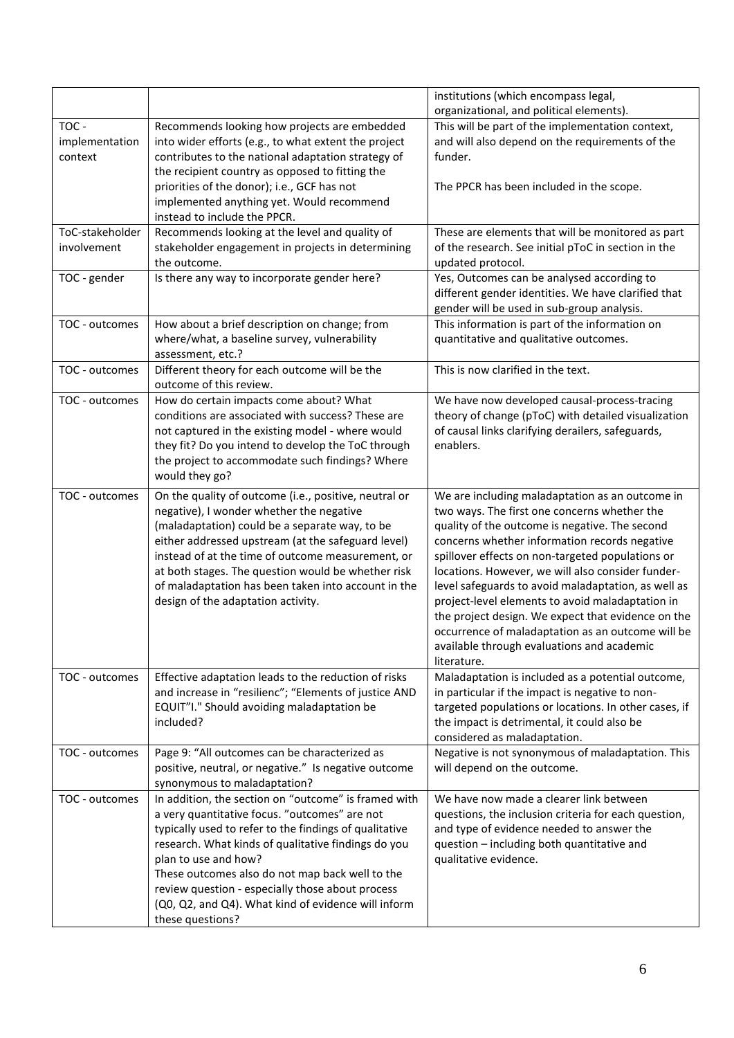| | | |
|---|---|---|
| | | institutions (which encompass legal, organizational, and political elements). |
| TOC - implementation context | Recommends looking how projects are embedded into wider efforts (e.g., to what extent the project contributes to the national adaptation strategy of the recipient country as opposed to fitting the priorities of the donor); i.e., GCF has not implemented anything yet. Would recommend instead to include the PPCR. | This will be part of the implementation context, and will also depend on the requirements of the funder.<br><br>The PPCR has been included in the scope. |
| ToC-stakeholder involvement | Recommends looking at the level and quality of stakeholder engagement in projects in determining the outcome. | These are elements that will be monitored as part of the research. See initial pToC in section in the updated protocol. |
| TOC - gender | Is there any way to incorporate gender here? | Yes, Outcomes can be analysed according to different gender identities. We have clarified that gender will be used in sub-group analysis. |
| TOC - outcomes | How about a brief description on change; from where/what, a baseline survey, vulnerability assessment, etc.? | This information is part of the information on quantitative and qualitative outcomes. |
| TOC - outcomes | Different theory for each outcome will be the outcome of this review. | This is now clarified in the text. |
| TOC - outcomes | How do certain impacts come about? What conditions are associated with success? These are not captured in the existing model - where would they fit? Do you intend to develop the ToC through the project to accommodate such findings? Where would they go? | We have now developed causal-process-tracing theory of change (pToC) with detailed visualization of causal links clarifying derailers, safeguards, enablers. |
| TOC - outcomes | On the quality of outcome (i.e., positive, neutral or negative), I wonder whether the negative (maladaptation) could be a separate way, to be either addressed upstream (at the safeguard level) instead of at the time of outcome measurement, or at both stages. The question would be whether risk of maladaptation has been taken into account in the design of the adaptation activity. | We are including maladaptation as an outcome in two ways. The first one concerns whether the quality of the outcome is negative. The second concerns whether information records negative spillover effects on non-targeted populations or locations. However, we will also consider funder-level safeguards to avoid maladaptation, as well as project-level elements to avoid maladaptation in the project design. We expect that evidence on the occurrence of maladaptation as an outcome will be available through evaluations and academic literature. |
| TOC - outcomes | Effective adaptation leads to the reduction of risks and increase in "resilienc"; "Elements of justice AND EQUIT"I." Should avoiding maladaptation be included? | Maladaptation is included as a potential outcome, in particular if the impact is negative to non-targeted populations or locations. In other cases, if the impact is detrimental, it could also be considered as maladaptation. |
| TOC - outcomes | Page 9: "All outcomes can be characterized as positive, neutral, or negative." Is negative outcome synonymous to maladaptation? | Negative is not synonymous of maladaptation. This will depend on the outcome. |
| TOC - outcomes | In addition, the section on "outcome" is framed with a very quantitative focus. "outcomes" are not typically used to refer to the findings of qualitative research. What kinds of qualitative findings do you plan to use and how?<br>These outcomes also do not map back well to the review question - especially those about process (Q0, Q2, and Q4). What kind of evidence will inform these questions? | We have now made a clearer link between questions, the inclusion criteria for each question, and type of evidence needed to answer the question – including both quantitative and qualitative evidence. |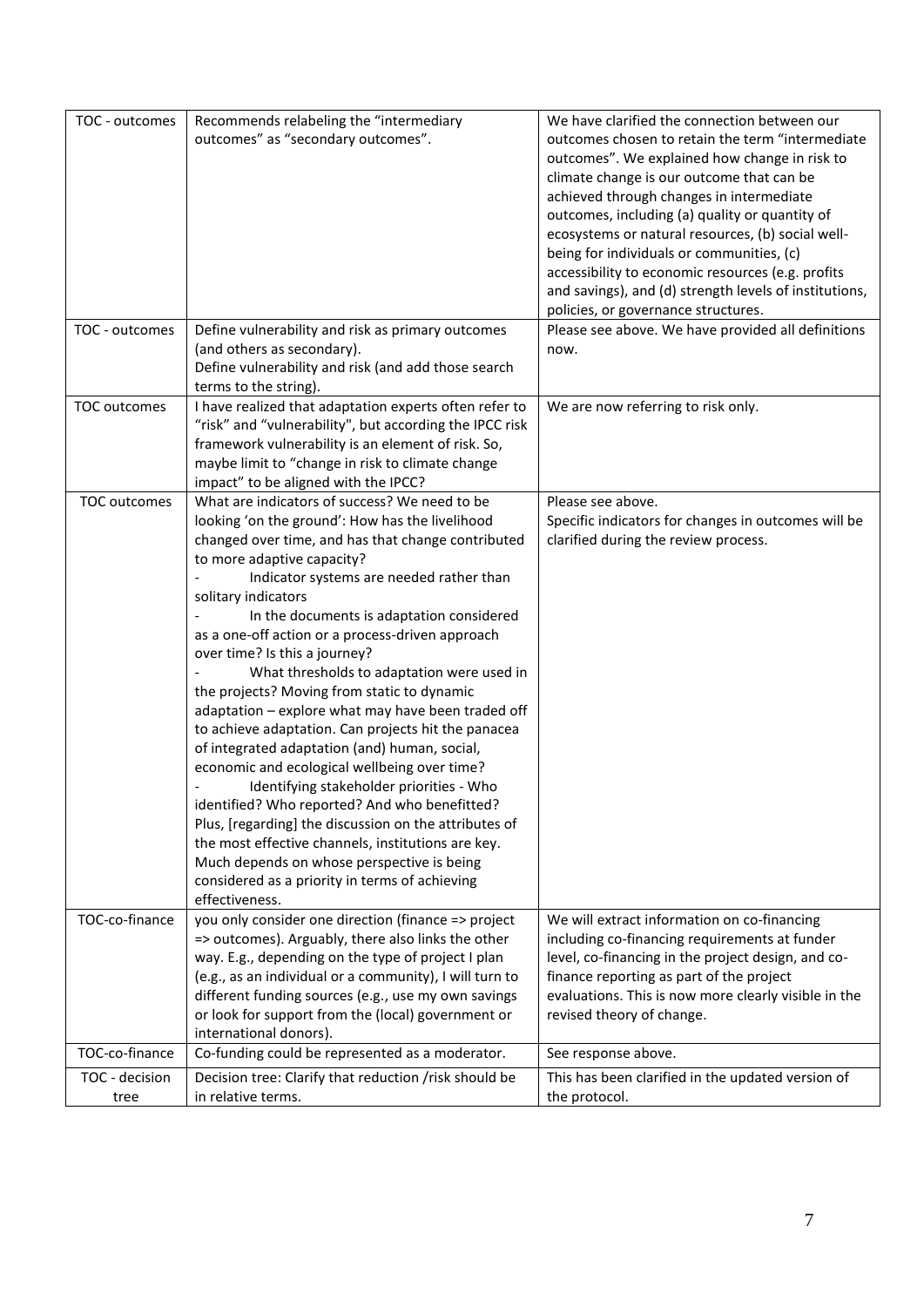| TOC - outcomes | Recommends relabeling the "intermediary outcomes" as "secondary outcomes". | We have clarified the connection between our outcomes chosen to retain the term "intermediate outcomes". We explained how change in risk to climate change is our outcome that can be achieved through changes in intermediate outcomes, including (a) quality or quantity of ecosystems or natural resources, (b) social well-being for individuals or communities, (c) accessibility to economic resources (e.g. profits and savings), and (d) strength levels of institutions, policies, or governance structures. |
|---|---|---|
| TOC - outcomes | Define vulnerability and risk as primary outcomes (and others as secondary).<br>Define vulnerability and risk (and add those search terms to the string). | Please see above. We have provided all definitions now. |
| TOC outcomes | I have realized that adaptation experts often refer to "risk" and "vulnerability", but according the IPCC risk framework vulnerability is an element of risk. So, maybe limit to "change in risk to climate change impact" to be aligned with the IPCC? | We are now referring to risk only. |
| TOC outcomes | What are indicators of success? We need to be looking 'on the ground': How has the livelihood changed over time, and has that change contributed to more adaptive capacity?<br>- Indicator systems are needed rather than solitary indicators<br>- In the documents is adaptation considered as a one-off action or a process-driven approach over time? Is this a journey?<br>- What thresholds to adaptation were used in the projects? Moving from static to dynamic adaptation – explore what may have been traded off to achieve adaptation. Can projects hit the panacea of integrated adaptation (and) human, social, economic and ecological wellbeing over time?<br>- Identifying stakeholder priorities - Who identified? Who reported? And who benefitted?<br>Plus, [regarding] the discussion on the attributes of the most effective channels, institutions are key. Much depends on whose perspective is being considered as a priority in terms of achieving effectiveness. | Please see above.<br>Specific indicators for changes in outcomes will be clarified during the review process. |
| TOC-co-finance | you only consider one direction (finance => project => outcomes). Arguably, there also links the other way. E.g., depending on the type of project I plan (e.g., as an individual or a community), I will turn to different funding sources (e.g., use my own savings or look for support from the (local) government or international donors). | We will extract information on co-financing including co-financing requirements at funder level, co-financing in the project design, and co-finance reporting as part of the project evaluations. This is now more clearly visible in the revised theory of change. |
| TOC-co-finance | Co-funding could be represented as a moderator. | See response above. |
| TOC - decision tree | Decision tree: Clarify that reduction /risk should be in relative terms. | This has been clarified in the updated version of the protocol. |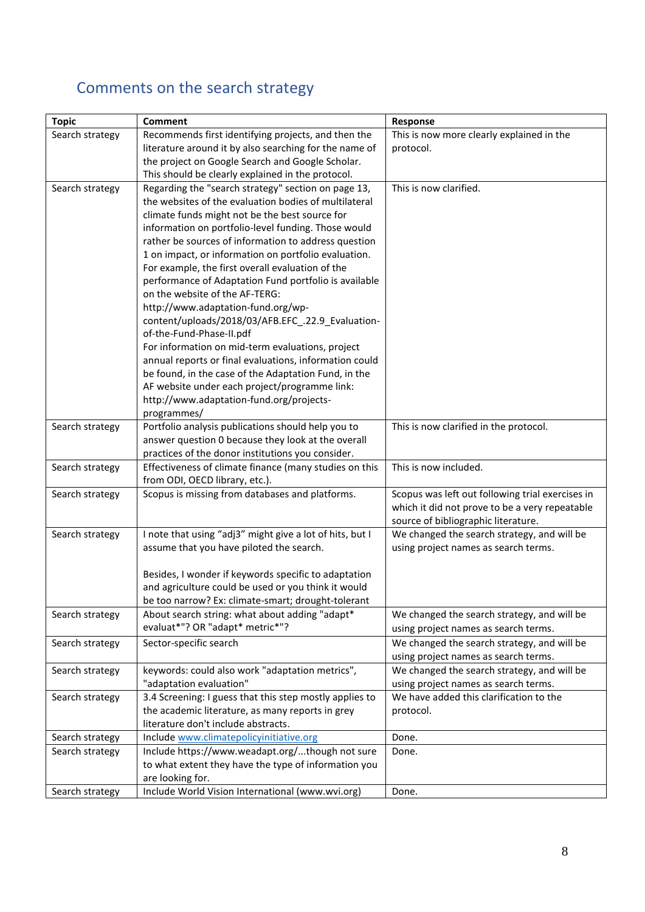## Comments on the search strategy

| Topic | Comment | Response |
|---|---|---|
| Search strategy | Recommends first identifying projects, and then the literature around it by also searching for the name of the project on Google Search and Google Scholar. This should be clearly explained in the protocol. | This is now more clearly explained in the protocol. |
| Search strategy | Regarding the "search strategy" section on page 13, the websites of the evaluation bodies of multilateral climate funds might not be the best source for information on portfolio-level funding. Those would rather be sources of information to address question 1 on impact, or information on portfolio evaluation. For example, the first overall evaluation of the performance of Adaptation Fund portfolio is available on the website of the AF-TERG: http://www.adaptation-fund.org/wp-content/uploads/2018/03/AFB.EFC_.22.9_Evaluation-of-the-Fund-Phase-II.pdf For information on mid-term evaluations, project annual reports or final evaluations, information could be found, in the case of the Adaptation Fund, in the AF website under each project/programme link: http://www.adaptation-fund.org/projects-programmes/ | This is now clarified. |
| Search strategy | Portfolio analysis publications should help you to answer question 0 because they look at the overall practices of the donor institutions you consider. | This is now clarified in the protocol. |
| Search strategy | Effectiveness of climate finance (many studies on this from ODI, OECD library, etc.). | This is now included. |
| Search strategy | Scopus is missing from databases and platforms. | Scopus was left out following trial exercises in which it did not prove to be a very repeatable source of bibliographic literature. |
| Search strategy | I note that using "adj3" might give a lot of hits, but I assume that you have piloted the search.<br><br>Besides, I wonder if keywords specific to adaptation and agriculture could be used or you think it would be too narrow? Ex: climate-smart; drought-tolerant | We changed the search strategy, and will be using project names as search terms. |
| Search strategy | About search string: what about adding "adapt* evaluat*"? OR "adapt* metric*"? | We changed the search strategy, and will be using project names as search terms. |
| Search strategy | Sector-specific search | We changed the search strategy, and will be using project names as search terms. |
| Search strategy | keywords: could also work "adaptation metrics", "adaptation evaluation" | We changed the search strategy, and will be using project names as search terms. |
| Search strategy | 3.4 Screening: I guess that this step mostly applies to the academic literature, as many reports in grey literature don't include abstracts. | We have added this clarification to the protocol. |
| Search strategy | Include www.climatepolicyinitiative.org | Done. |
| Search strategy | Include https://www.weadapt.org/...though not sure to what extent they have the type of information you are looking for. | Done. |
| Search strategy | Include World Vision International (www.wvi.org) | Done. |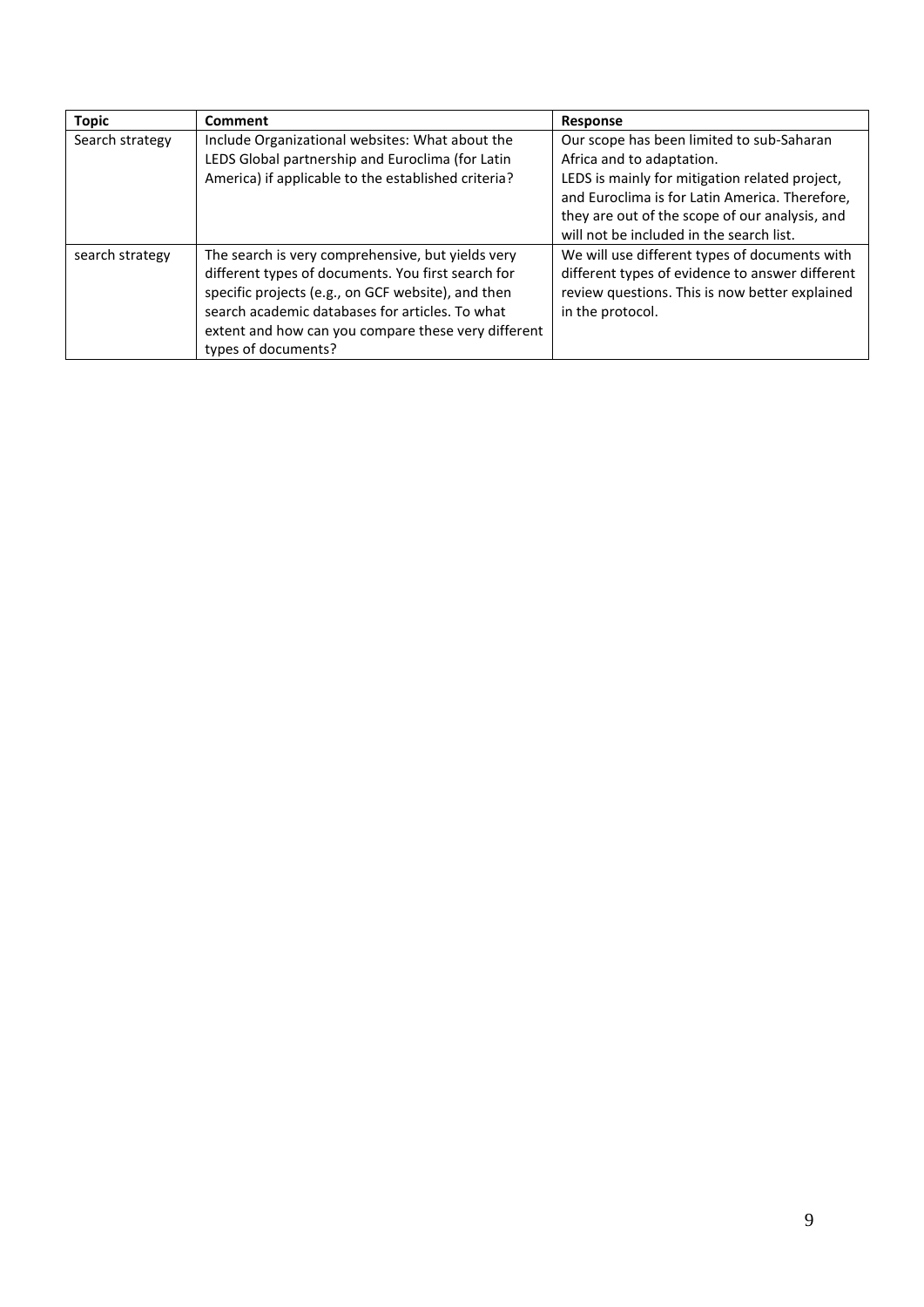| Topic | Comment | Response |
| --- | --- | --- |
| Search strategy | Include Organizational websites: What about the LEDS Global partnership and Euroclima (for Latin America) if applicable to the established criteria? | Our scope has been limited to sub-Saharan Africa and to adaptation. LEDS is mainly for mitigation related project, and Euroclima is for Latin America. Therefore, they are out of the scope of our analysis, and will not be included in the search list. |
| search strategy | The search is very comprehensive, but yields very different types of documents. You first search for specific projects (e.g., on GCF website), and then search academic databases for articles. To what extent and how can you compare these very different types of documents? | We will use different types of documents with different types of evidence to answer different review questions. This is now better explained in the protocol. |